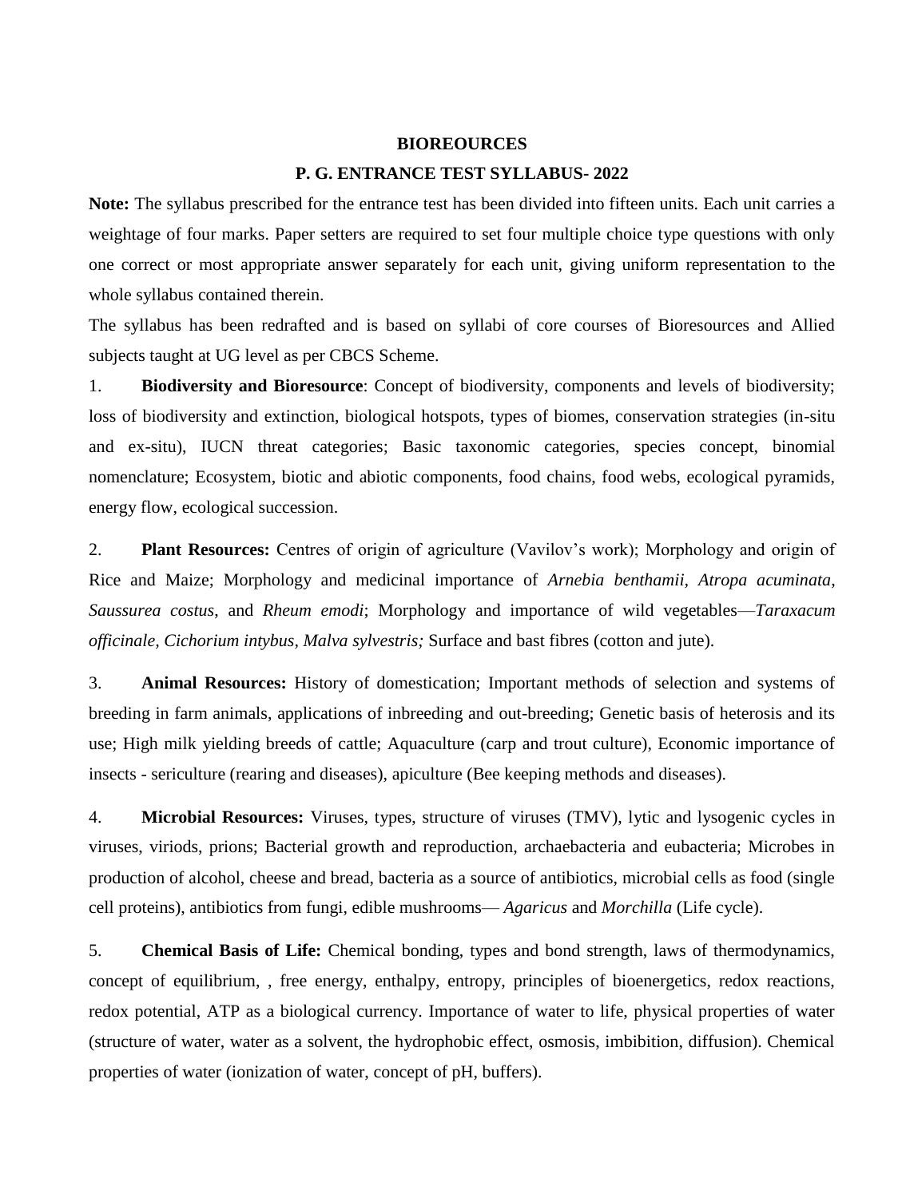# BIOREOURCES

## P. G. ENTRANCE TEST SYLLABUS- 2022

**Note:** The syllabus prescribed for the entrance test has been divided into fifteen units. Each unit carries a weightage of four marks. Paper setters are required to set four multiple choice type questions with only one correct or most appropriate answer separately for each unit, giving uniform representation to the whole syllabus contained therein.

The syllabus has been redrafted and is based on syllabi of core courses of Bioresources and Allied subjects taught at UG level as per CBCS Scheme.

1. **Biodiversity and Bioresource**: Concept of biodiversity, components and levels of biodiversity; loss of biodiversity and extinction, biological hotspots, types of biomes, conservation strategies (in-situ and ex-situ), IUCN threat categories; Basic taxonomic categories, species concept, binomial nomenclature; Ecosystem, biotic and abiotic components, food chains, food webs, ecological pyramids, energy flow, ecological succession.

2. **Plant Resources:** Centres of origin of agriculture (Vavilov's work); Morphology and origin of Rice and Maize; Morphology and medicinal importance of *Arnebia benthamii, Atropa acuminata*, *Saussurea costus*, and *Rheum emodi*; Morphology and importance of wild vegetables—*Taraxacum officinale, Cichorium intybus, Malva sylvestris;* Surface and bast fibres (cotton and jute).

3. **Animal Resources:** History of domestication; Important methods of selection and systems of breeding in farm animals, applications of inbreeding and out-breeding; Genetic basis of heterosis and its use; High milk yielding breeds of cattle; Aquaculture (carp and trout culture), Economic importance of insects - sericulture (rearing and diseases), apiculture (Bee keeping methods and diseases).

4. **Microbial Resources:** Viruses, types, structure of viruses (TMV), lytic and lysogenic cycles in viruses, viriods, prions; Bacterial growth and reproduction, archaebacteria and eubacteria; Microbes in production of alcohol, cheese and bread, bacteria as a source of antibiotics, microbial cells as food (single cell proteins), antibiotics from fungi, edible mushrooms— *Agaricus* and *Morchilla* (Life cycle).

5. **Chemical Basis of Life:** Chemical bonding, types and bond strength, laws of thermodynamics, concept of equilibrium, , free energy, enthalpy, entropy, principles of bioenergetics, redox reactions, redox potential, ATP as a biological currency. Importance of water to life, physical properties of water (structure of water, water as a solvent, the hydrophobic effect, osmosis, imbibition, diffusion). Chemical properties of water (ionization of water, concept of pH, buffers).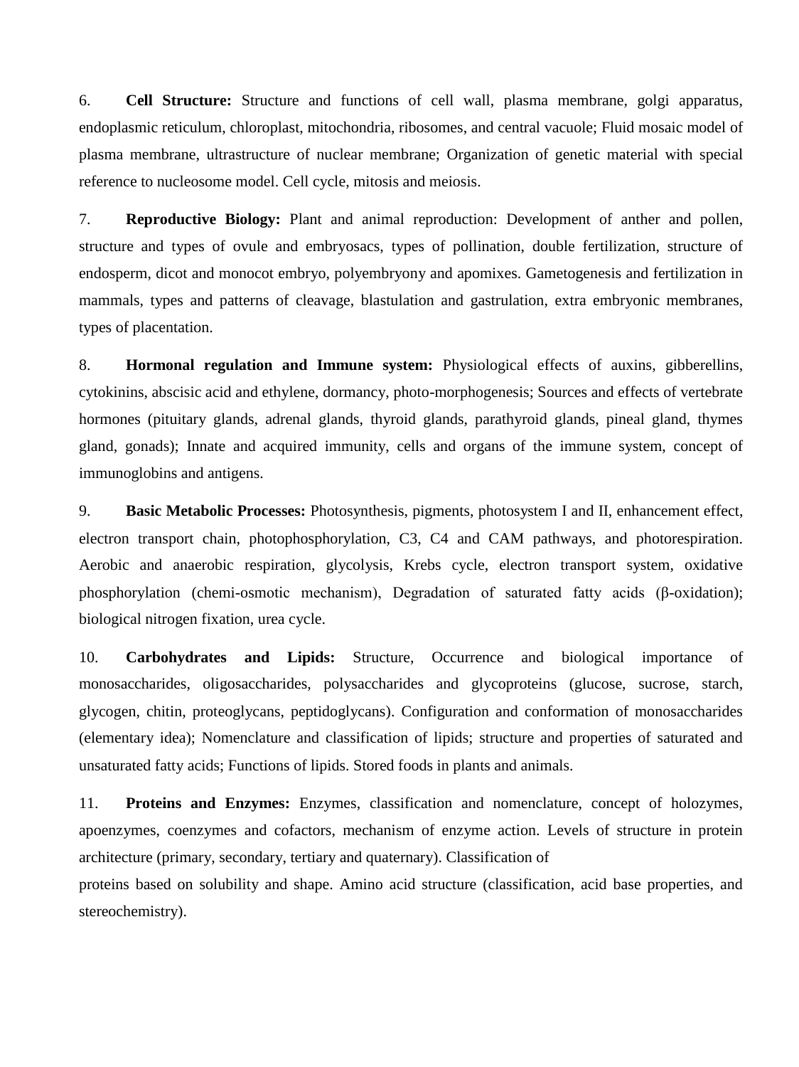6. **Cell Structure:** Structure and functions of cell wall, plasma membrane, golgi apparatus, endoplasmic reticulum, chloroplast, mitochondria, ribosomes, and central vacuole; Fluid mosaic model of plasma membrane, ultrastructure of nuclear membrane; Organization of genetic material with special reference to nucleosome model. Cell cycle, mitosis and meiosis.

7. **Reproductive Biology:** Plant and animal reproduction: Development of anther and pollen, structure and types of ovule and embryosacs, types of pollination, double fertilization, structure of endosperm, dicot and monocot embryo, polyembryony and apomixes. Gametogenesis and fertilization in mammals, types and patterns of cleavage, blastulation and gastrulation, extra embryonic membranes, types of placentation.

8. **Hormonal regulation and Immune system:** Physiological effects of auxins, gibberellins, cytokinins, abscisic acid and ethylene, dormancy, photo-morphogenesis; Sources and effects of vertebrate hormones (pituitary glands, adrenal glands, thyroid glands, parathyroid glands, pineal gland, thymes gland, gonads); Innate and acquired immunity, cells and organs of the immune system, concept of immunoglobins and antigens.

9. **Basic Metabolic Processes:** Photosynthesis, pigments, photosystem I and II, enhancement effect, electron transport chain, photophosphorylation, C3, C4 and CAM pathways, and photorespiration. Aerobic and anaerobic respiration, glycolysis, Krebs cycle, electron transport system, oxidative phosphorylation (chemi-osmotic mechanism), Degradation of saturated fatty acids ($\beta$-oxidation); biological nitrogen fixation, urea cycle.

10. **Carbohydrates and Lipids:** Structure, Occurrence and biological importance of monosaccharides, oligosaccharides, polysaccharides and glycoproteins (glucose, sucrose, starch, glycogen, chitin, proteoglycans, peptidoglycans). Configuration and conformation of monosaccharides (elementary idea); Nomenclature and classification of lipids; structure and properties of saturated and unsaturated fatty acids; Functions of lipids. Stored foods in plants and animals.

11. **Proteins and Enzymes:** Enzymes, classification and nomenclature, concept of holozymes, apoenzymes, coenzymes and cofactors, mechanism of enzyme action. Levels of structure in protein architecture (primary, secondary, tertiary and quaternary). Classification of proteins based on solubility and shape. Amino acid structure (classification, acid base properties, and stereochemistry).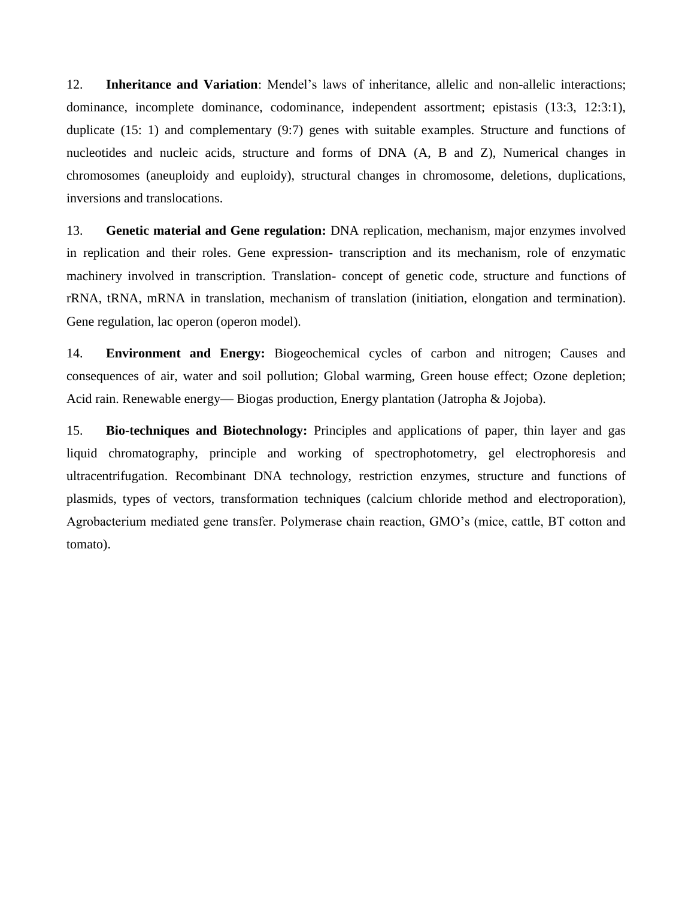12. **Inheritance and Variation**: Mendel's laws of inheritance, allelic and non-allelic interactions; dominance, incomplete dominance, codominance, independent assortment; epistasis (13:3, 12:3:1), duplicate (15: 1) and complementary (9:7) genes with suitable examples. Structure and functions of nucleotides and nucleic acids, structure and forms of DNA (A, B and Z), Numerical changes in chromosomes (aneuploidy and euploidy), structural changes in chromosome, deletions, duplications, inversions and translocations.

13. **Genetic material and Gene regulation:** DNA replication, mechanism, major enzymes involved in replication and their roles. Gene expression- transcription and its mechanism, role of enzymatic machinery involved in transcription. Translation- concept of genetic code, structure and functions of rRNA, tRNA, mRNA in translation, mechanism of translation (initiation, elongation and termination). Gene regulation, lac operon (operon model).

14. **Environment and Energy:** Biogeochemical cycles of carbon and nitrogen; Causes and consequences of air, water and soil pollution; Global warming, Green house effect; Ozone depletion; Acid rain. Renewable energy— Biogas production, Energy plantation (Jatropha & Jojoba).

15. **Bio-techniques and Biotechnology:** Principles and applications of paper, thin layer and gas liquid chromatography, principle and working of spectrophotometry, gel electrophoresis and ultracentrifugation. Recombinant DNA technology, restriction enzymes, structure and functions of plasmids, types of vectors, transformation techniques (calcium chloride method and electroporation), Agrobacterium mediated gene transfer. Polymerase chain reaction, GMO's (mice, cattle, BT cotton and tomato).